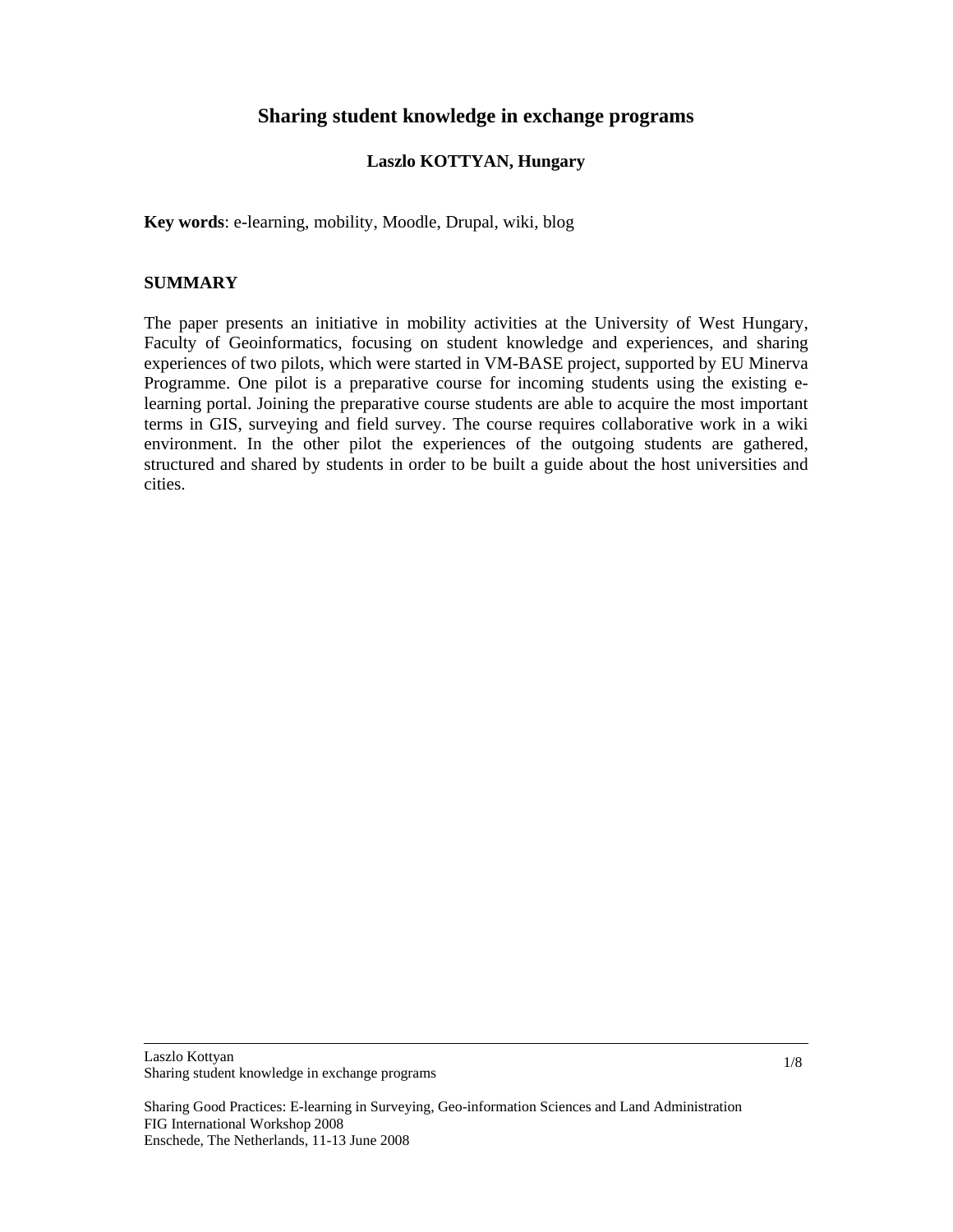# Sharing student knowledge in exchange programs

**Laszlo KOTTYAN, Hungary**

**Key words**: e-learning, mobility, Moodle, Drupal, wiki, blog

## SUMMARY

The paper presents an initiative in mobility activities at the University of West Hungary, Faculty of Geoinformatics, focusing on student knowledge and experiences, and sharing experiences of two pilots, which were started in VM-BASE project, supported by EU Minerva Programme. One pilot is a preparative course for incoming students using the existing e-learning portal. Joining the preparative course students are able to acquire the most important terms in GIS, surveying and field survey. The course requires collaborative work in a wiki environment. In the other pilot the experiences of the outgoing students are gathered, structured and shared by students in order to be built a guide about the host universities and cities.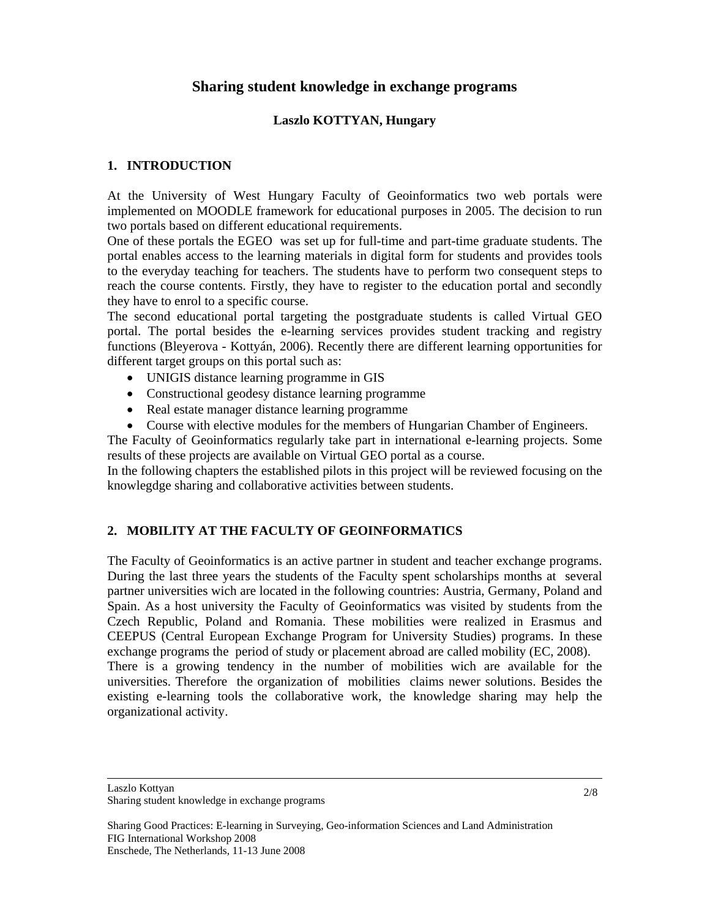# Sharing student knowledge in exchange programs

**Laszlo KOTTYAN, Hungary**

## 1. INTRODUCTION

At the University of West Hungary Faculty of Geoinformatics two web portals were implemented on MOODLE framework for educational purposes in 2005. The decision to run two portals based on different educational requirements.

One of these portals the EGEO was set up for full-time and part-time graduate students. The portal enables access to the learning materials in digital form for students and provides tools to the everyday teaching for teachers. The students have to perform two consequent steps to reach the course contents. Firstly, they have to register to the education portal and secondly they have to enrol to a specific course.

The second educational portal targeting the postgraduate students is called Virtual GEO portal. The portal besides the e-learning services provides student tracking and registry functions (Bleyerova - Kottyán, 2006). Recently there are different learning opportunities for different target groups on this portal such as:

- UNIGIS distance learning programme in GIS
- Constructional geodesy distance learning programme
- Real estate manager distance learning programme
- Course with elective modules for the members of Hungarian Chamber of Engineers.

The Faculty of Geoinformatics regularly take part in international e-learning projects. Some results of these projects are available on Virtual GEO portal as a course.

In the following chapters the established pilots in this project will be reviewed focusing on the knowlegdge sharing and collaborative activities between students.

## 2. MOBILITY AT THE FACULTY OF GEOINFORMATICS

The Faculty of Geoinformatics is an active partner in student and teacher exchange programs. During the last three years the students of the Faculty spent scholarships months at several partner universities wich are located in the following countries: Austria, Germany, Poland and Spain. As a host university the Faculty of Geoinformatics was visited by students from the Czech Republic, Poland and Romania. These mobilities were realized in Erasmus and CEEPUS (Central European Exchange Program for University Studies) programs. In these exchange programs the period of study or placement abroad are called mobility (EC, 2008).

There is a growing tendency in the number of mobilities wich are available for the universities. Therefore the organization of mobilities claims newer solutions. Besides the existing e-learning tools the collaborative work, the knowledge sharing may help the organizational activity.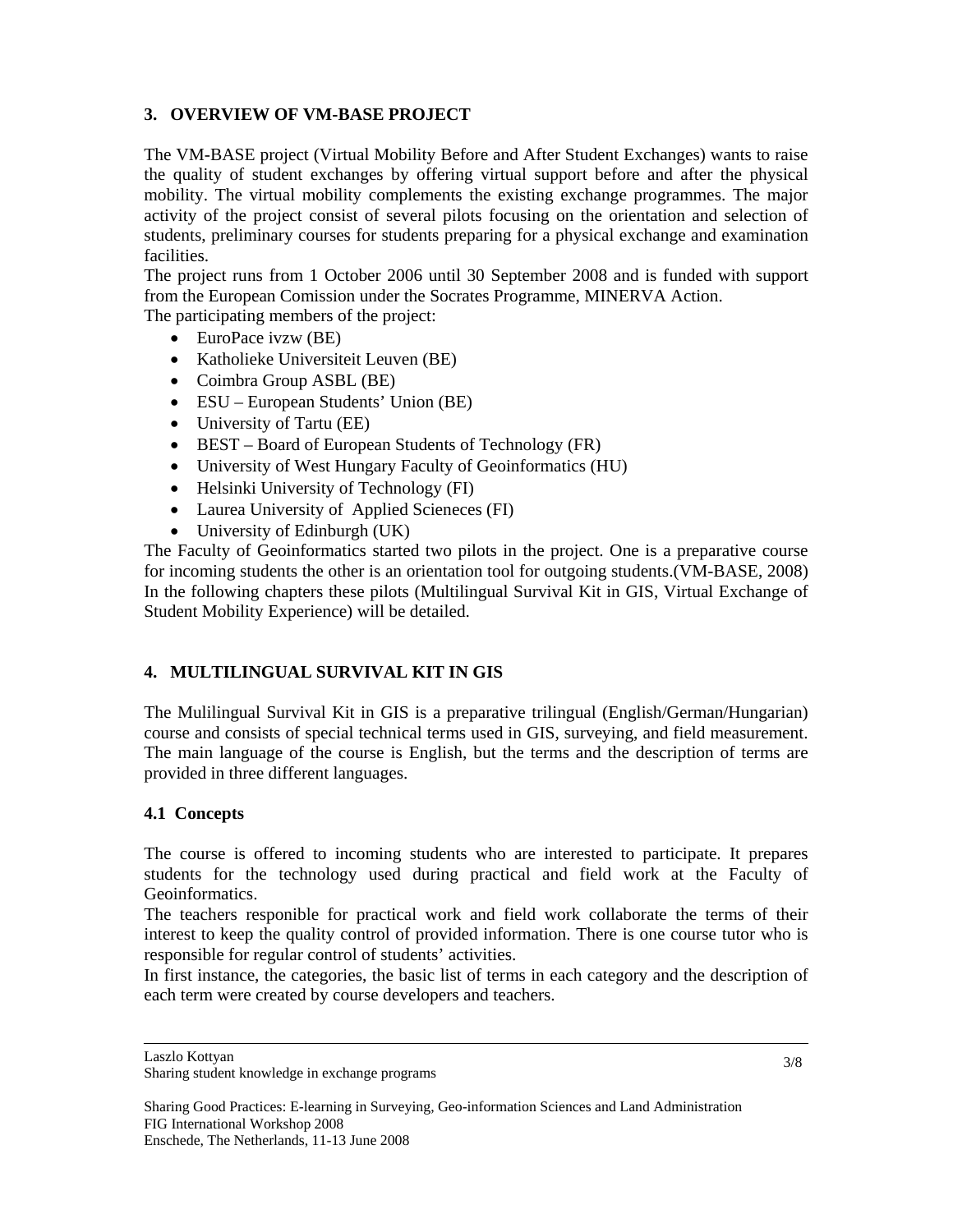## 3. OVERVIEW OF VM-BASE PROJECT

The VM-BASE project (Virtual Mobility Before and After Student Exchanges) wants to raise the quality of student exchanges by offering virtual support before and after the physical mobility. The virtual mobility complements the existing exchange programmes. The major activity of the project consist of several pilots focusing on the orientation and selection of students, preliminary courses for students preparing for a physical exchange and examination facilities.
The project runs from 1 October 2006 until 30 September 2008 and is funded with support from the European Comission under the Socrates Programme, MINERVA Action.
The participating members of the project:

- EuroPace ivzw (BE)
- Katholieke Universiteit Leuven (BE)
- Coimbra Group ASBL (BE)
- ESU – European Students' Union (BE)
- University of Tartu (EE)
- BEST – Board of European Students of Technology (FR)
- University of West Hungary Faculty of Geoinformatics (HU)
- Helsinki University of Technology (FI)
- Laurea University of Applied Scieneces (FI)
- University of Edinburgh (UK)

The Faculty of Geoinformatics started two pilots in the project. One is a preparative course for incoming students the other is an orientation tool for outgoing students.(VM-BASE, 2008) In the following chapters these pilots (Multilingual Survival Kit in GIS, Virtual Exchange of Student Mobility Experience) will be detailed.

## 4. MULTILINGUAL SURVIVAL KIT IN GIS

The Mulilingual Survival Kit in GIS is a preparative trilingual (English/German/Hungarian) course and consists of special technical terms used in GIS, surveying, and field measurement. The main language of the course is English, but the terms and the description of terms are provided in three different languages.

### 4.1 Concepts

The course is offered to incoming students who are interested to participate. It prepares students for the technology used during practical and field work at the Faculty of Geoinformatics.
The teachers responible for practical work and field work collaborate the terms of their interest to keep the quality control of provided information. There is one course tutor who is responsible for regular control of students' activities.
In first instance, the categories, the basic list of terms in each category and the description of each term were created by course developers and teachers.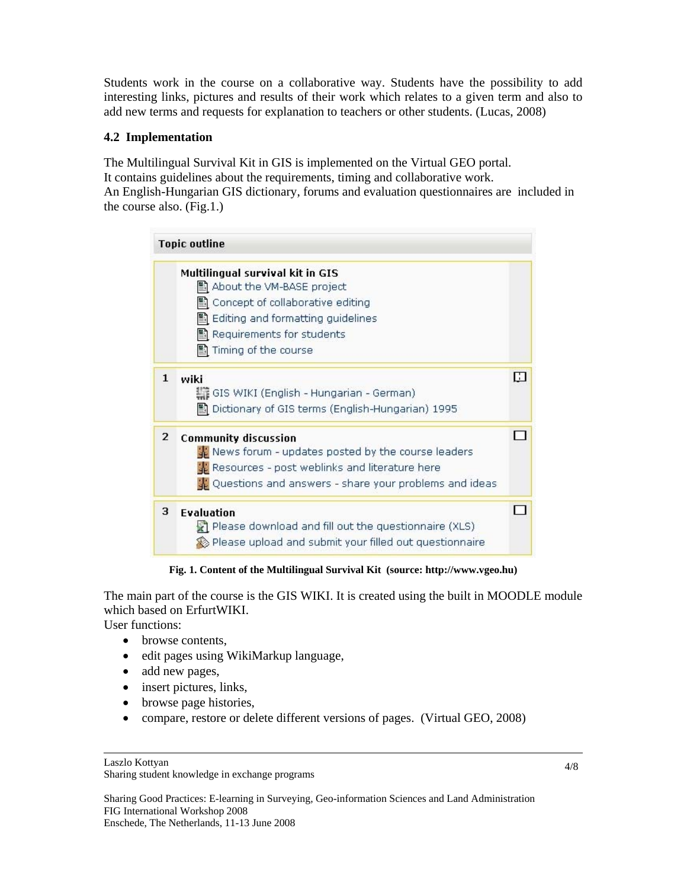Students work in the course on a collaborative way. Students have the possibility to add interesting links, pictures and results of their work which relates to a given term and also to add new terms and requests for explanation to teachers or other students. (Lucas, 2008)

### 4.2 Implementation

The Multilingual Survival Kit in GIS is implemented on the Virtual GEO portal.
It contains guidelines about the requirements, timing and collaborative work.
An English-Hungarian GIS dictionary, forums and evaluation questionnaires are included in the course also. (Fig.1.)

**Topic outline**

**Multilingual survival kit in GIS**
- About the VM-BASE project
- Concept of collaborative editing
- Editing and formatting guidelines
- Requirements for students
- Timing of the course

**1 wiki**
- GIS WIKI (English - Hungarian - German)
- Dictionary of GIS terms (English-Hungarian) 1995

**2 Community discussion**
- News forum - updates posted by the course leaders
- Resources - post weblinks and literature here
- Questions and answers - share your problems and ideas

**3 Evaluation**
- Please download and fill out the questionnaire (XLS)
- Please upload and submit your filled out questionnaire

**Fig. 1. Content of the Multilingual Survival Kit (source: http://www.vgeo.hu)**

The main part of the course is the GIS WIKI. It is created using the built in MOODLE module which based on ErfurtWIKI.
User functions:

- browse contents,
- edit pages using WikiMarkup language,
- add new pages,
- insert pictures, links,
- browse page histories,
- compare, restore or delete different versions of pages. (Virtual GEO, 2008)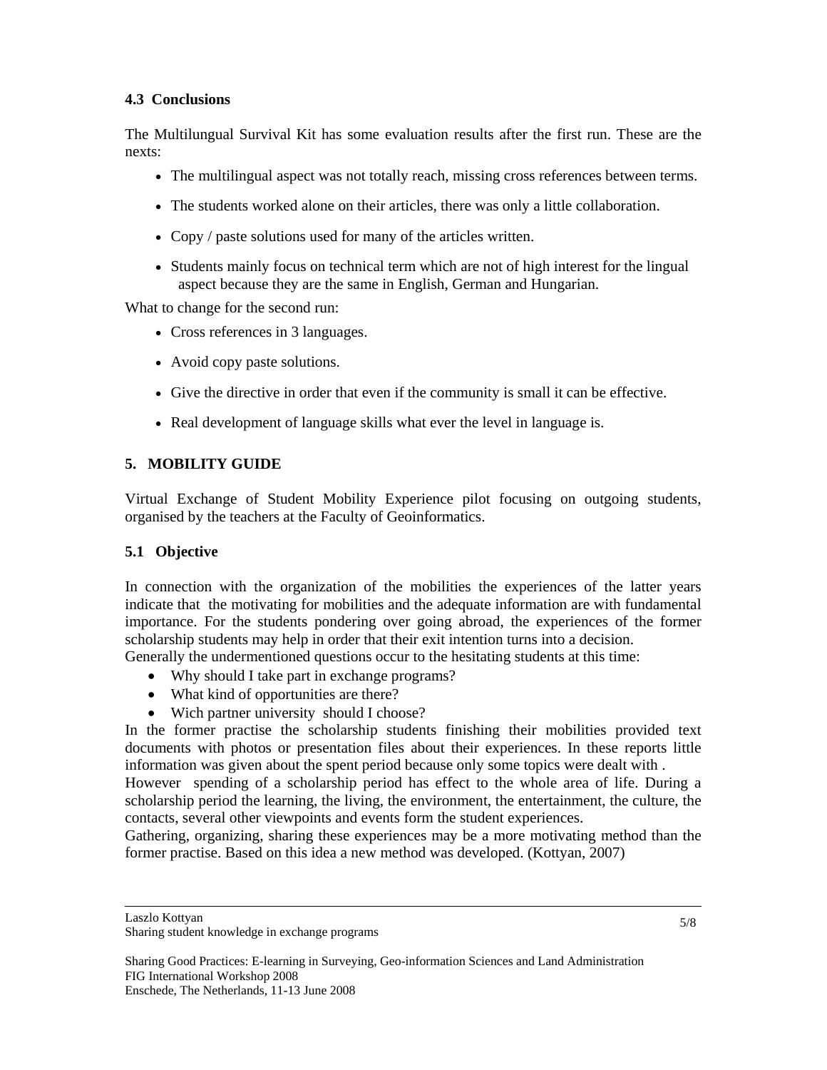### 4.3 Conclusions

The Multilungual Survival Kit has some evaluation results after the first run. These are the nexts:

- The multilingual aspect was not totally reach, missing cross references between terms.
- The students worked alone on their articles, there was only a little collaboration.
- Copy / paste solutions used for many of the articles written.
- Students mainly focus on technical term which are not of high interest for the lingual aspect because they are the same in English, German and Hungarian.

What to change for the second run:

- Cross references in 3 languages.
- Avoid copy paste solutions.
- Give the directive in order that even if the community is small it can be effective.
- Real development of language skills what ever the level in language is.

## 5. MOBILITY GUIDE

Virtual Exchange of Student Mobility Experience pilot focusing on outgoing students, organised by the teachers at the Faculty of Geoinformatics.

### 5.1 Objective

In connection with the organization of the mobilities the experiences of the latter years indicate that the motivating for mobilities and the adequate information are with fundamental importance. For the students pondering over going abroad, the experiences of the former scholarship students may help in order that their exit intention turns into a decision.
Generally the undermentioned questions occur to the hesitating students at this time:

- Why should I take part in exchange programs?
- What kind of opportunities are there?
- Wich partner university should I choose?

In the former practise the scholarship students finishing their mobilities provided text documents with photos or presentation files about their experiences. In these reports little information was given about the spent period because only some topics were dealt with .
However spending of a scholarship period has effect to the whole area of life. During a scholarship period the learning, the living, the environment, the entertainment, the culture, the contacts, several other viewpoints and events form the student experiences.
Gathering, organizing, sharing these experiences may be a more motivating method than the former practise. Based on this idea a new method was developed. (Kottyan, 2007)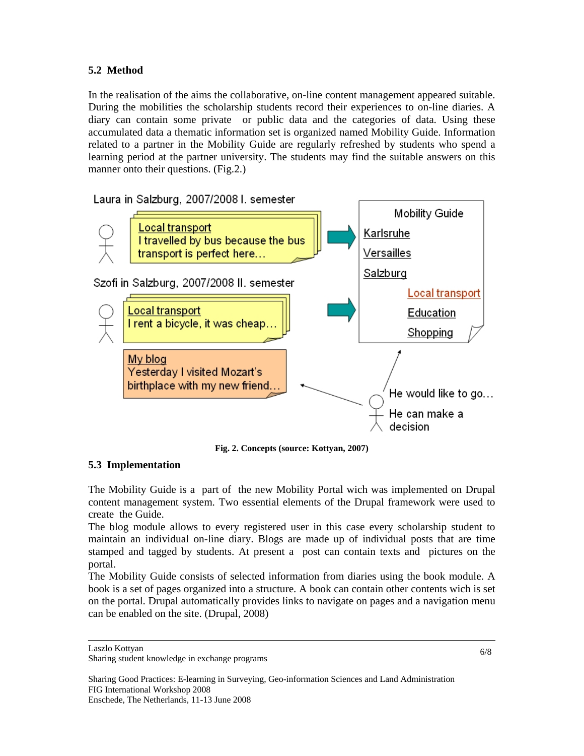### 5.2 Method

In the realisation of the aims the collaborative, on-line content management appeared suitable. During the mobilities the scholarship students record their experiences to on-line diaries. A diary can contain some private or public data and the categories of data. Using these accumulated data a thematic information set is organized named Mobility Guide. Information related to a partner in the Mobility Guide are regularly refreshed by students who spend a learning period at the partner university. The students may find the suitable answers on this manner onto their questions. (Fig.2.)

Laura in Salzburg, 2007/2008 I. semester

Local transport
I travelled by bus because the bus transport is perfect here…

Szofi in Salzburg, 2007/2008 II. semester

Local transport
I rent a bicycle, it was cheap…

My blog
Yesterday I visited Mozart's birthplace with my new friend…

Mobility Guide
Karlsruhe
Versailles
Salzburg
Local transport
Education
Shopping

He would like to go…
He can make a decision

**Fig. 2. Concepts (source: Kottyan, 2007)**

### 5.3 Implementation

The Mobility Guide is a part of the new Mobility Portal wich was implemented on Drupal content management system. Two essential elements of the Drupal framework were used to create the Guide.

The blog module allows to every registered user in this case every scholarship student to maintain an individual on-line diary. Blogs are made up of individual posts that are time stamped and tagged by students. At present a post can contain texts and pictures on the portal.

The Mobility Guide consists of selected information from diaries using the book module. A book is a set of pages organized into a structure. A book can contain other contents wich is set on the portal. Drupal automatically provides links to navigate on pages and a navigation menu can be enabled on the site. (Drupal, 2008)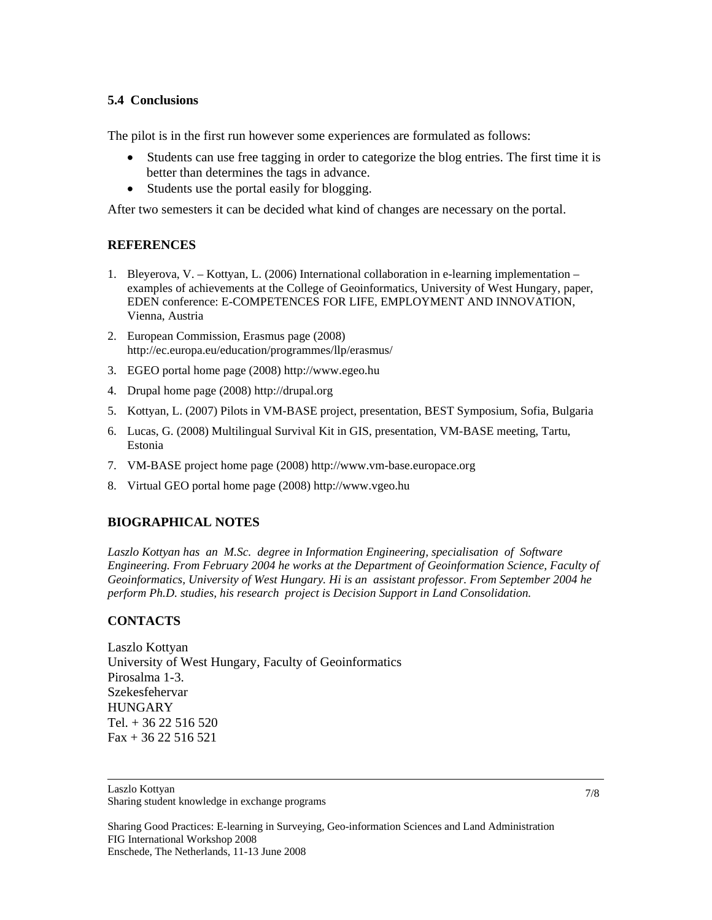### 5.4 Conclusions

The pilot is in the first run however some experiences are formulated as follows:

- Students can use free tagging in order to categorize the blog entries. The first time it is better than determines the tags in advance.
- Students use the portal easily for blogging.

After two semesters it can be decided what kind of changes are necessary on the portal.

## REFERENCES

1. Bleyerova, V. – Kottyan, L. (2006) International collaboration in e-learning implementation – examples of achievements at the College of Geoinformatics, University of West Hungary, paper, EDEN conference: E-COMPETENCES FOR LIFE, EMPLOYMENT AND INNOVATION, Vienna, Austria
2. European Commission, Erasmus page (2008) http://ec.europa.eu/education/programmes/llp/erasmus/
3. EGEO portal home page (2008) http://www.egeo.hu
4. Drupal home page (2008) http://drupal.org
5. Kottyan, L. (2007) Pilots in VM-BASE project, presentation, BEST Symposium, Sofia, Bulgaria
6. Lucas, G. (2008) Multilingual Survival Kit in GIS, presentation, VM-BASE meeting, Tartu, Estonia
7. VM-BASE project home page (2008) http://www.vm-base.europace.org
8. Virtual GEO portal home page (2008) http://www.vgeo.hu

## BIOGRAPHICAL NOTES

*Laszlo Kottyan has an M.Sc. degree in Information Engineering, specialisation of Software Engineering. From February 2004 he works at the Department of Geoinformation Science, Faculty of Geoinformatics, University of West Hungary. Hi is an assistant professor. From September 2004 he perform Ph.D. studies, his research project is Decision Support in Land Consolidation.*

## CONTACTS

Laszlo Kottyan
University of West Hungary, Faculty of Geoinformatics
Pirosalma 1-3.
Szekesfehervar
HUNGARY
Tel. + 36 22 516 520
Fax + 36 22 516 521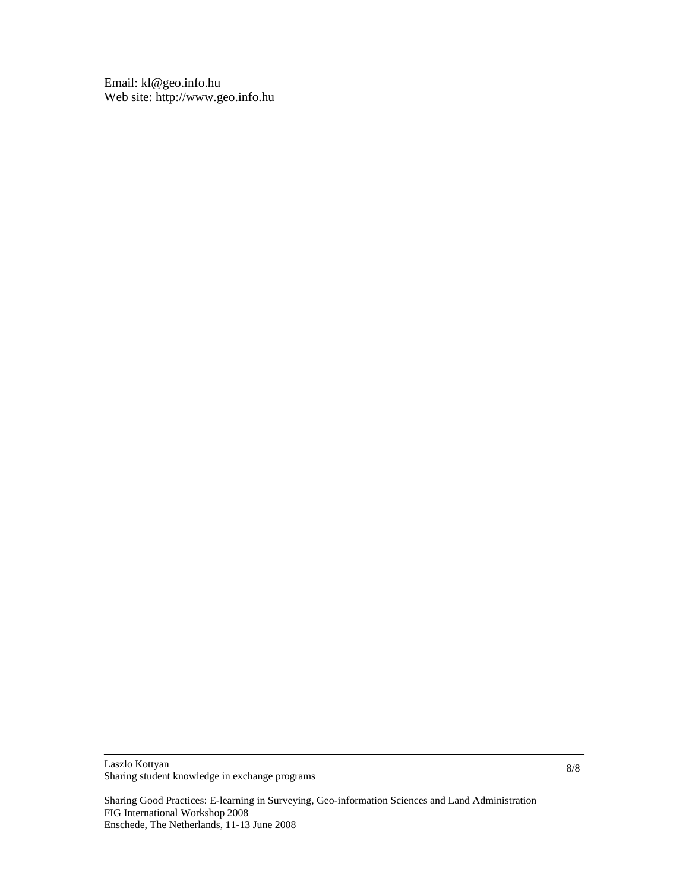Email: kl@geo.info.hu
Web site: http://www.geo.info.hu